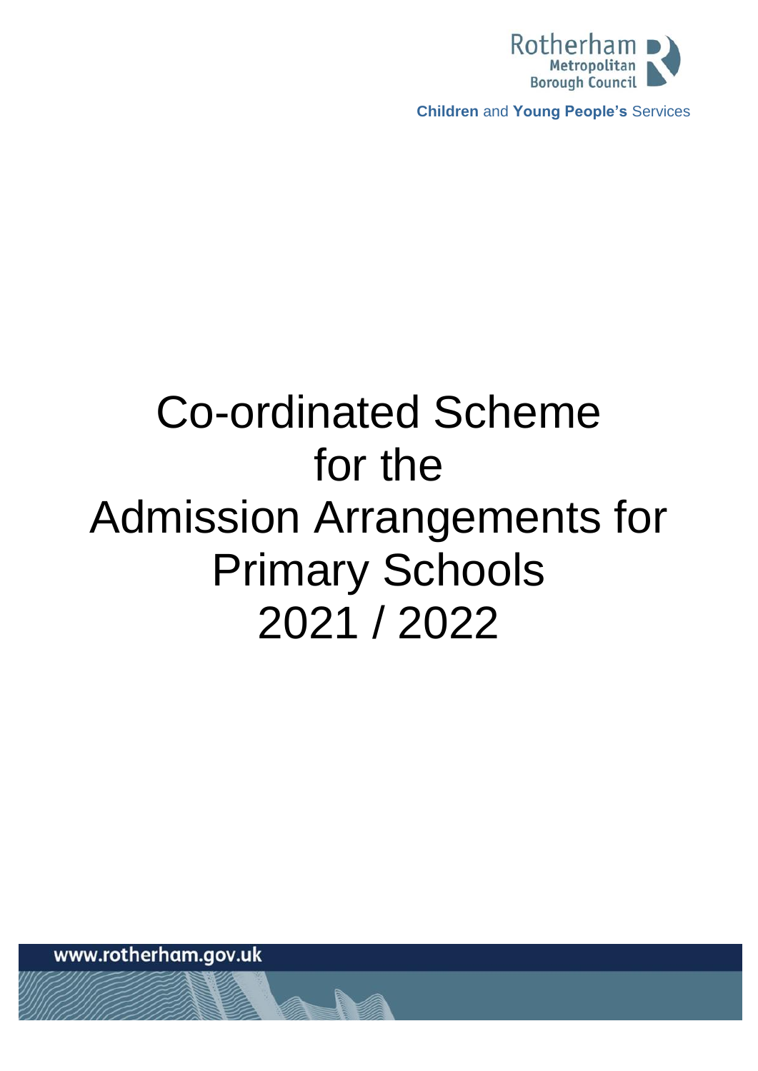Rotherham Metropolitan Borough Council

**Children** and **Young People's** Services

# Co-ordinated Scheme for the Admission Arrangements for Primary Schools 2021 / 2022

www.rotherham.gov.uk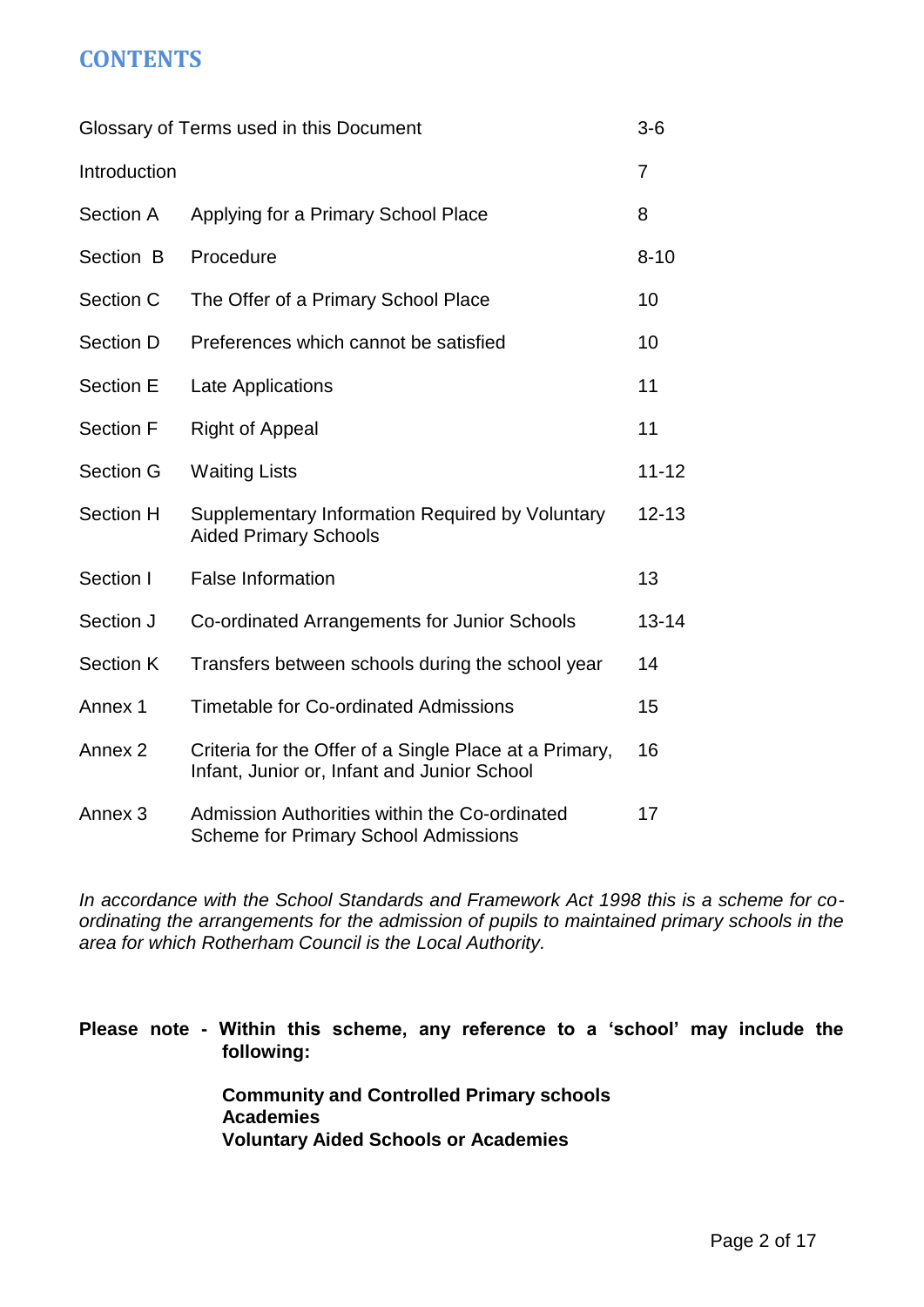## CONTENTS

| | | |
|---|---|---|
| Glossary of Terms used in this Document | | 3-6 |
| Introduction | | 7 |
| Section A | Applying for a Primary School Place | 8 |
| Section B | Procedure | 8-10 |
| Section C | The Offer of a Primary School Place | 10 |
| Section D | Preferences which cannot be satisfied | 10 |
| Section E | Late Applications | 11 |
| Section F | Right of Appeal | 11 |
| Section G | Waiting Lists | 11-12 |
| Section H | Supplementary Information Required by Voluntary Aided Primary Schools | 12-13 |
| Section I | False Information | 13 |
| Section J | Co-ordinated Arrangements for Junior Schools | 13-14 |
| Section K | Transfers between schools during the school year | 14 |
| Annex 1 | Timetable for Co-ordinated Admissions | 15 |
| Annex 2 | Criteria for the Offer of a Single Place at a Primary, Infant, Junior or, Infant and Junior School | 16 |
| Annex 3 | Admission Authorities within the Co-ordinated Scheme for Primary School Admissions | 17 |

*In accordance with the School Standards and Framework Act 1998 this is a scheme for co-ordinating the arrangements for the admission of pupils to maintained primary schools in the area for which Rotherham Council is the Local Authority.*

**Please note - Within this scheme, any reference to a 'school' may include the following:**

**Community and Controlled Primary schools**
**Academies**
**Voluntary Aided Schools or Academies**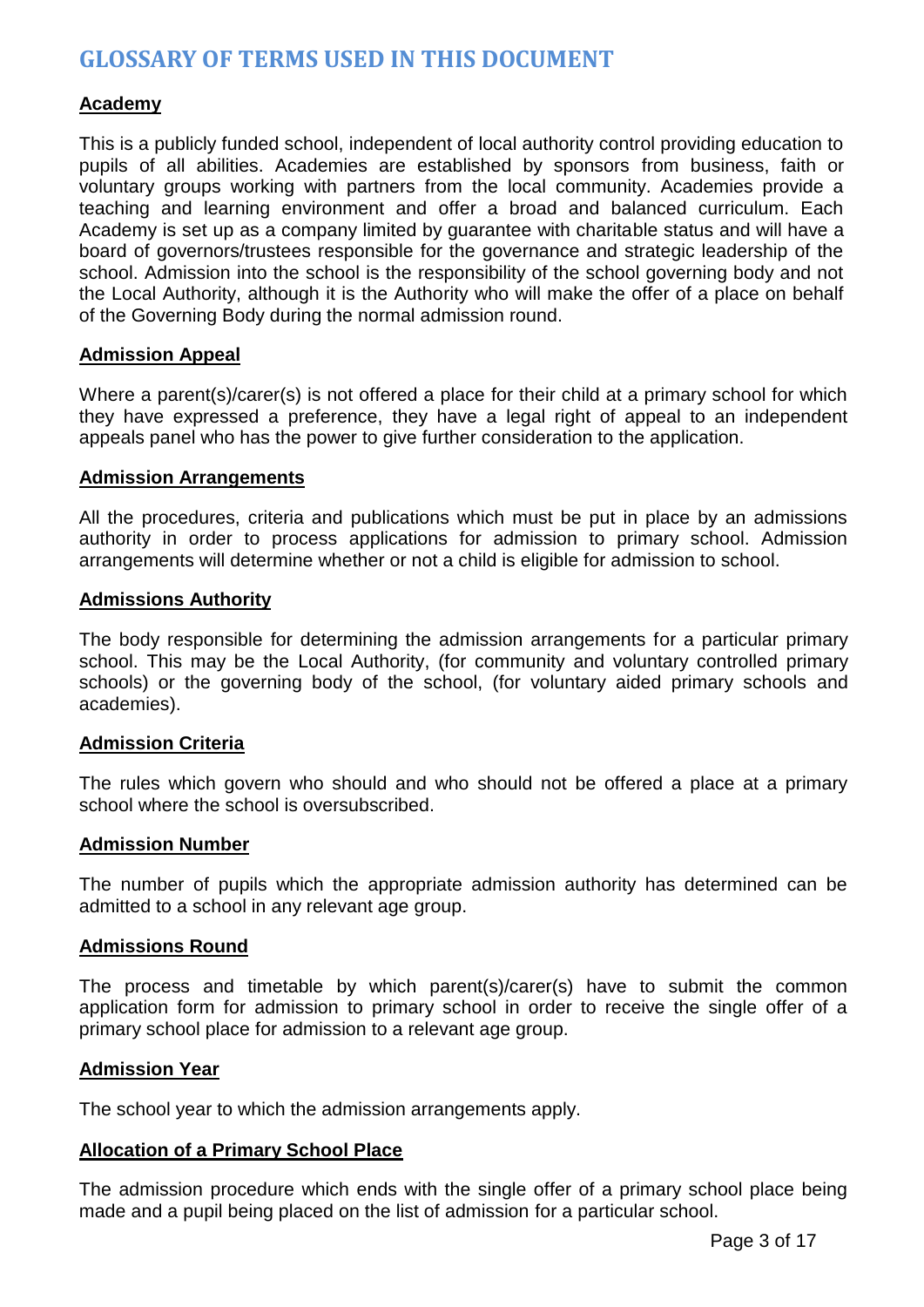## GLOSSARY OF TERMS USED IN THIS DOCUMENT

**Academy**

This is a publicly funded school, independent of local authority control providing education to pupils of all abilities. Academies are established by sponsors from business, faith or voluntary groups working with partners from the local community. Academies provide a teaching and learning environment and offer a broad and balanced curriculum. Each Academy is set up as a company limited by guarantee with charitable status and will have a board of governors/trustees responsible for the governance and strategic leadership of the school. Admission into the school is the responsibility of the school governing body and not the Local Authority, although it is the Authority who will make the offer of a place on behalf of the Governing Body during the normal admission round.

**Admission Appeal**

Where a parent(s)/carer(s) is not offered a place for their child at a primary school for which they have expressed a preference, they have a legal right of appeal to an independent appeals panel who has the power to give further consideration to the application.

**Admission Arrangements**

All the procedures, criteria and publications which must be put in place by an admissions authority in order to process applications for admission to primary school. Admission arrangements will determine whether or not a child is eligible for admission to school.

**Admissions Authority**

The body responsible for determining the admission arrangements for a particular primary school. This may be the Local Authority, (for community and voluntary controlled primary schools) or the governing body of the school, (for voluntary aided primary schools and academies).

**Admission Criteria**

The rules which govern who should and who should not be offered a place at a primary school where the school is oversubscribed.

**Admission Number**

The number of pupils which the appropriate admission authority has determined can be admitted to a school in any relevant age group.

**Admissions Round**

The process and timetable by which parent(s)/carer(s) have to submit the common application form for admission to primary school in order to receive the single offer of a primary school place for admission to a relevant age group.

**Admission Year**

The school year to which the admission arrangements apply.

**Allocation of a Primary School Place**

The admission procedure which ends with the single offer of a primary school place being made and a pupil being placed on the list of admission for a particular school.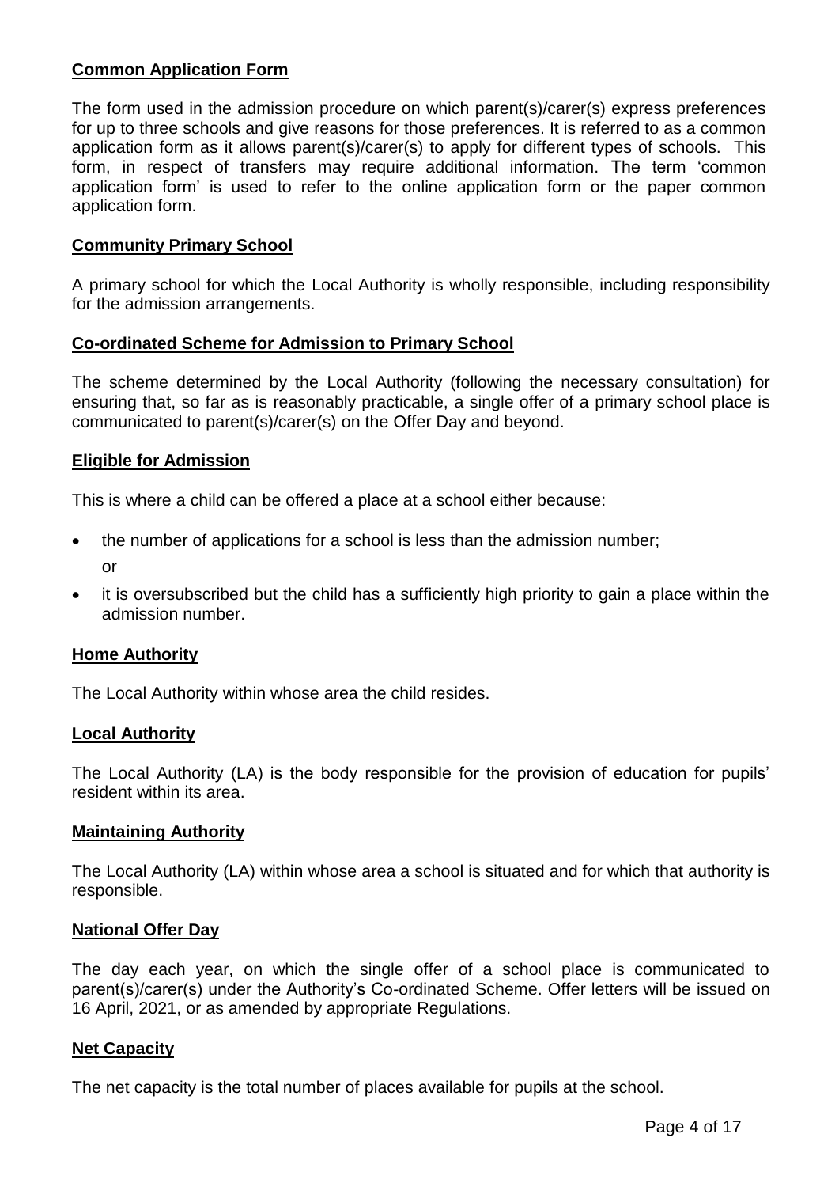**Common Application Form**

The form used in the admission procedure on which parent(s)/carer(s) express preferences for up to three schools and give reasons for those preferences. It is referred to as a common application form as it allows parent(s)/carer(s) to apply for different types of schools. This form, in respect of transfers may require additional information. The term 'common application form' is used to refer to the online application form or the paper common application form.

**Community Primary School**

A primary school for which the Local Authority is wholly responsible, including responsibility for the admission arrangements.

**Co-ordinated Scheme for Admission to Primary School**

The scheme determined by the Local Authority (following the necessary consultation) for ensuring that, so far as is reasonably practicable, a single offer of a primary school place is communicated to parent(s)/carer(s) on the Offer Day and beyond.

**Eligible for Admission**

This is where a child can be offered a place at a school either because:

- the number of applications for a school is less than the admission number;

  or

- it is oversubscribed but the child has a sufficiently high priority to gain a place within the admission number.

**Home Authority**

The Local Authority within whose area the child resides.

**Local Authority**

The Local Authority (LA) is the body responsible for the provision of education for pupils' resident within its area.

**Maintaining Authority**

The Local Authority (LA) within whose area a school is situated and for which that authority is responsible.

**National Offer Day**

The day each year, on which the single offer of a school place is communicated to parent(s)/carer(s) under the Authority's Co-ordinated Scheme. Offer letters will be issued on 16 April, 2021, or as amended by appropriate Regulations.

**Net Capacity**

The net capacity is the total number of places available for pupils at the school.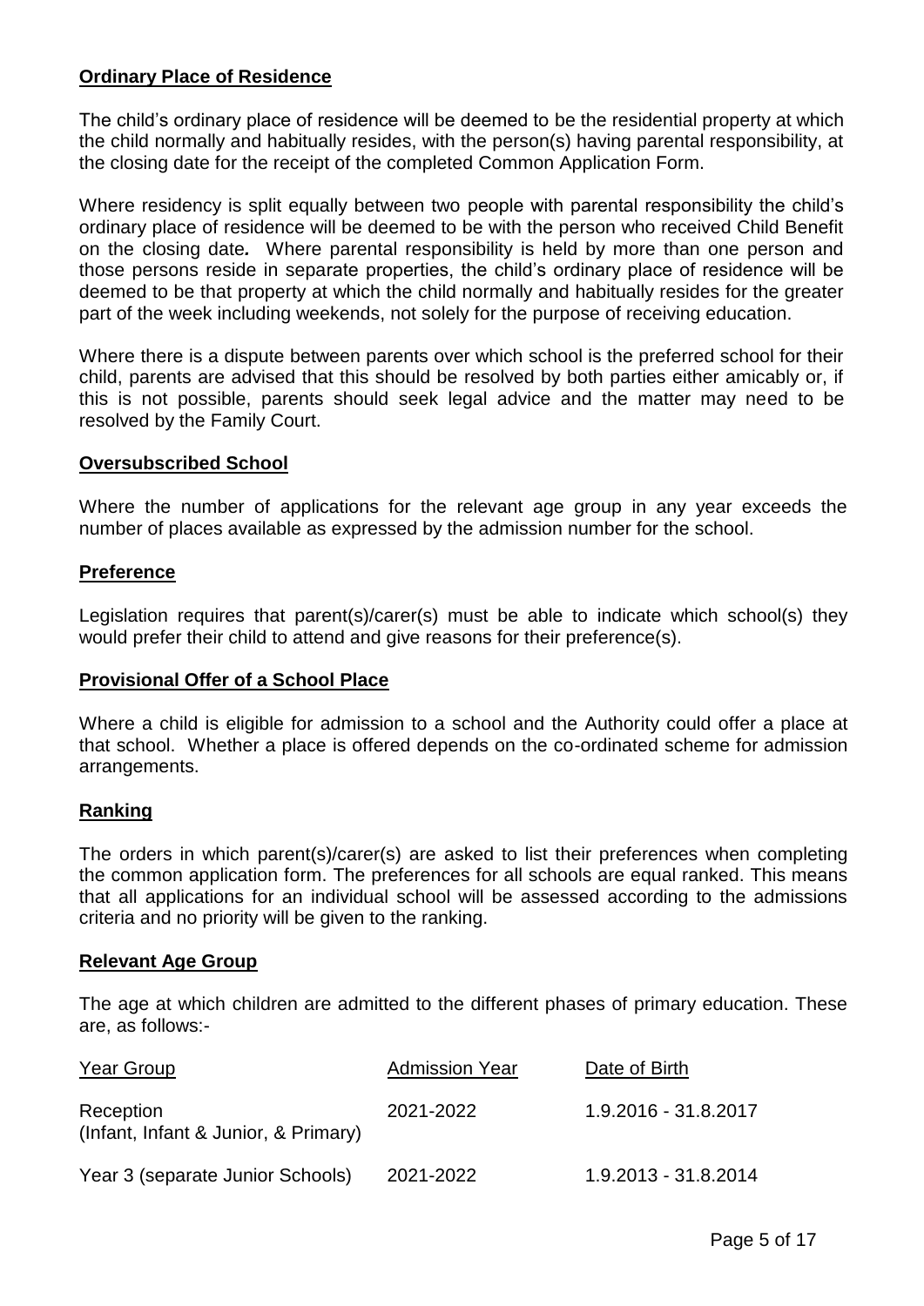**Ordinary Place of Residence**

The child's ordinary place of residence will be deemed to be the residential property at which the child normally and habitually resides, with the person(s) having parental responsibility, at the closing date for the receipt of the completed Common Application Form.

Where residency is split equally between two people with parental responsibility the child's ordinary place of residence will be deemed to be with the person who received Child Benefit on the closing date*.* Where parental responsibility is held by more than one person and those persons reside in separate properties, the child's ordinary place of residence will be deemed to be that property at which the child normally and habitually resides for the greater part of the week including weekends, not solely for the purpose of receiving education.

Where there is a dispute between parents over which school is the preferred school for their child, parents are advised that this should be resolved by both parties either amicably or, if this is not possible, parents should seek legal advice and the matter may need to be resolved by the Family Court.

**Oversubscribed School**

Where the number of applications for the relevant age group in any year exceeds the number of places available as expressed by the admission number for the school.

**Preference**

Legislation requires that parent(s)/carer(s) must be able to indicate which school(s) they would prefer their child to attend and give reasons for their preference(s).

**Provisional Offer of a School Place**

Where a child is eligible for admission to a school and the Authority could offer a place at that school. Whether a place is offered depends on the co-ordinated scheme for admission arrangements.

**Ranking**

The orders in which parent(s)/carer(s) are asked to list their preferences when completing the common application form. The preferences for all schools are equal ranked. This means that all applications for an individual school will be assessed according to the admissions criteria and no priority will be given to the ranking.

**Relevant Age Group**

The age at which children are admitted to the different phases of primary education. These are, as follows:-

| Year Group | Admission Year | Date of Birth |
|---|---|---|
| Reception (Infant, Infant & Junior, & Primary) | 2021-2022 | 1.9.2016 - 31.8.2017 |
| Year 3 (separate Junior Schools) | 2021-2022 | 1.9.2013 - 31.8.2014 |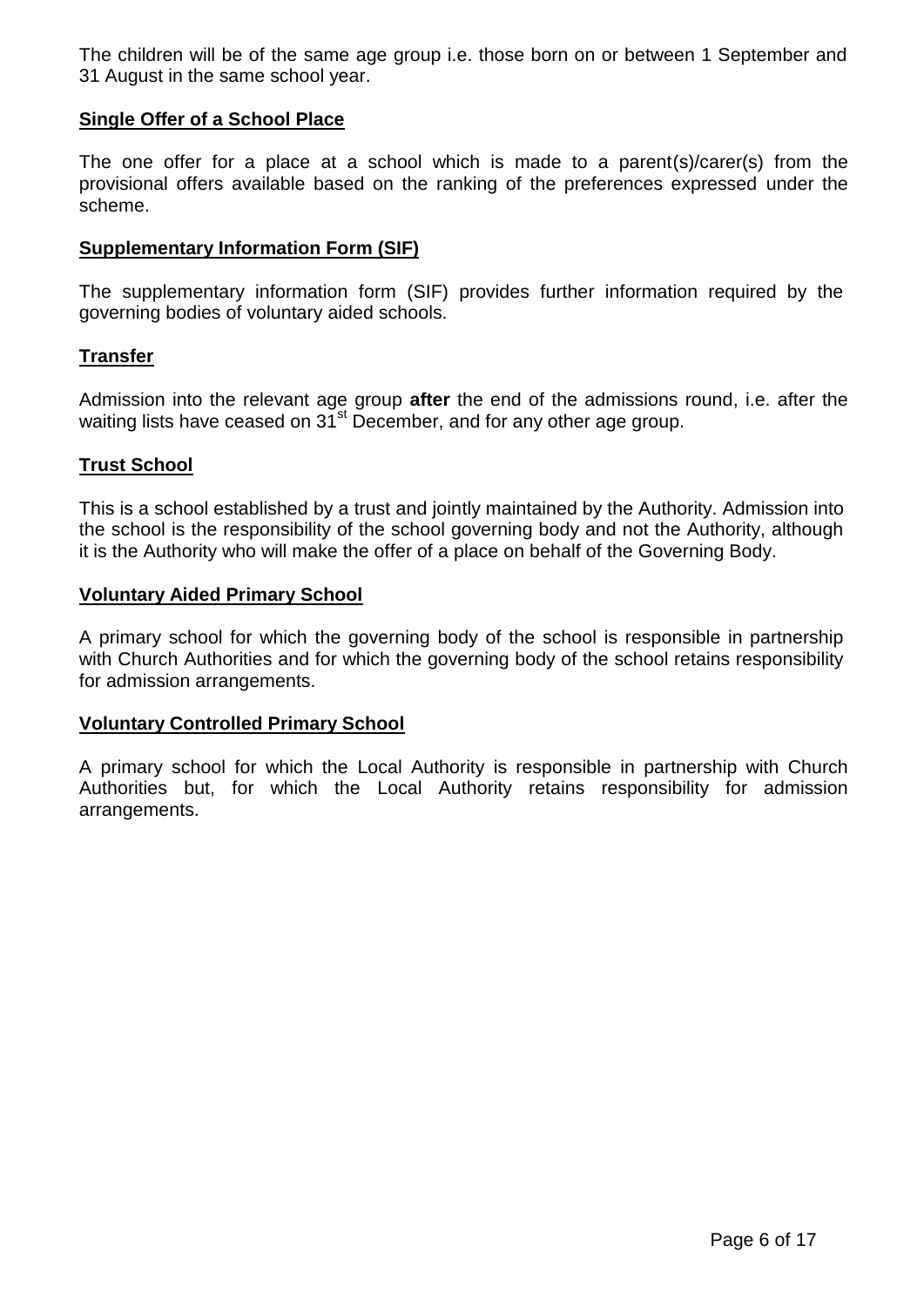The children will be of the same age group i.e. those born on or between 1 September and 31 August in the same school year.

**Single Offer of a School Place**

The one offer for a place at a school which is made to a parent(s)/carer(s) from the provisional offers available based on the ranking of the preferences expressed under the scheme.

**Supplementary Information Form (SIF)**

The supplementary information form (SIF) provides further information required by the governing bodies of voluntary aided schools.

**Transfer**

Admission into the relevant age group **after** the end of the admissions round, i.e. after the waiting lists have ceased on 31st December, and for any other age group.

**Trust School**

This is a school established by a trust and jointly maintained by the Authority. Admission into the school is the responsibility of the school governing body and not the Authority, although it is the Authority who will make the offer of a place on behalf of the Governing Body.

**Voluntary Aided Primary School**

A primary school for which the governing body of the school is responsible in partnership with Church Authorities and for which the governing body of the school retains responsibility for admission arrangements.

**Voluntary Controlled Primary School**

A primary school for which the Local Authority is responsible in partnership with Church Authorities but, for which the Local Authority retains responsibility for admission arrangements.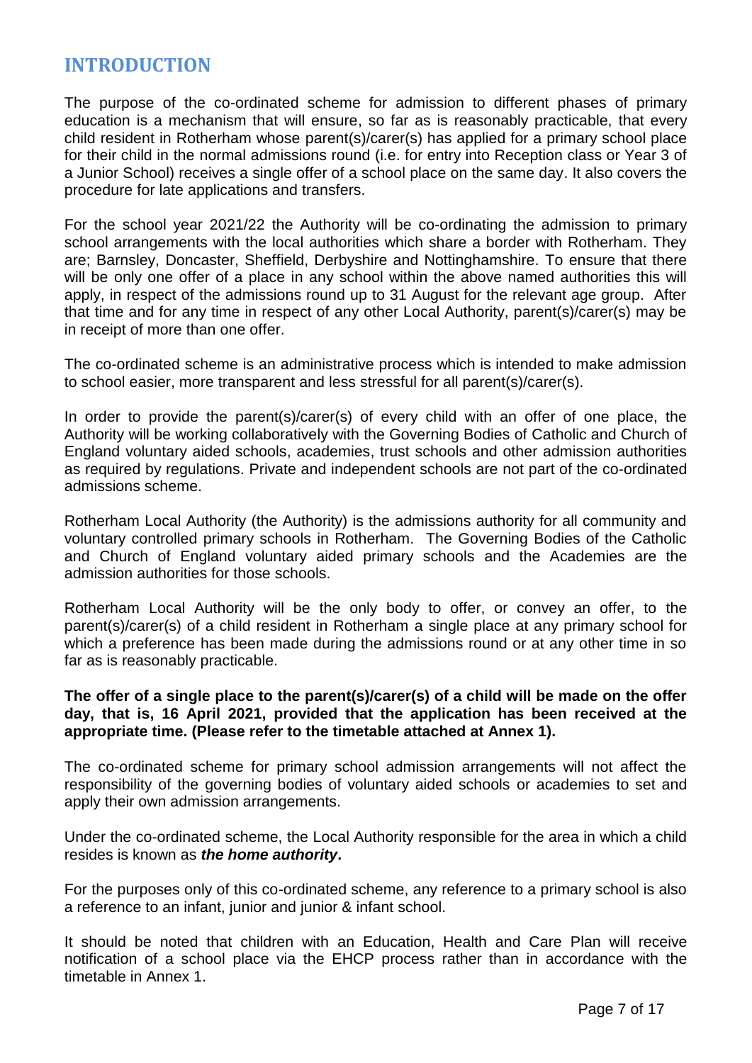## INTRODUCTION

The purpose of the co-ordinated scheme for admission to different phases of primary education is a mechanism that will ensure, so far as is reasonably practicable, that every child resident in Rotherham whose parent(s)/carer(s) has applied for a primary school place for their child in the normal admissions round (i.e. for entry into Reception class or Year 3 of a Junior School) receives a single offer of a school place on the same day. It also covers the procedure for late applications and transfers.

For the school year 2021/22 the Authority will be co-ordinating the admission to primary school arrangements with the local authorities which share a border with Rotherham. They are; Barnsley, Doncaster, Sheffield, Derbyshire and Nottinghamshire. To ensure that there will be only one offer of a place in any school within the above named authorities this will apply, in respect of the admissions round up to 31 August for the relevant age group. After that time and for any time in respect of any other Local Authority, parent(s)/carer(s) may be in receipt of more than one offer.

The co-ordinated scheme is an administrative process which is intended to make admission to school easier, more transparent and less stressful for all parent(s)/carer(s).

In order to provide the parent(s)/carer(s) of every child with an offer of one place, the Authority will be working collaboratively with the Governing Bodies of Catholic and Church of England voluntary aided schools, academies, trust schools and other admission authorities as required by regulations. Private and independent schools are not part of the co-ordinated admissions scheme.

Rotherham Local Authority (the Authority) is the admissions authority for all community and voluntary controlled primary schools in Rotherham. The Governing Bodies of the Catholic and Church of England voluntary aided primary schools and the Academies are the admission authorities for those schools.

Rotherham Local Authority will be the only body to offer, or convey an offer, to the parent(s)/carer(s) of a child resident in Rotherham a single place at any primary school for which a preference has been made during the admissions round or at any other time in so far as is reasonably practicable.

**The offer of a single place to the parent(s)/carer(s) of a child will be made on the offer day, that is, 16 April 2021, provided that the application has been received at the appropriate time. (Please refer to the timetable attached at Annex 1).**

The co-ordinated scheme for primary school admission arrangements will not affect the responsibility of the governing bodies of voluntary aided schools or academies to set and apply their own admission arrangements.

Under the co-ordinated scheme, the Local Authority responsible for the area in which a child resides is known as ***the home authority*.**

For the purposes only of this co-ordinated scheme, any reference to a primary school is also a reference to an infant, junior and junior & infant school.

It should be noted that children with an Education, Health and Care Plan will receive notification of a school place via the EHCP process rather than in accordance with the timetable in Annex 1.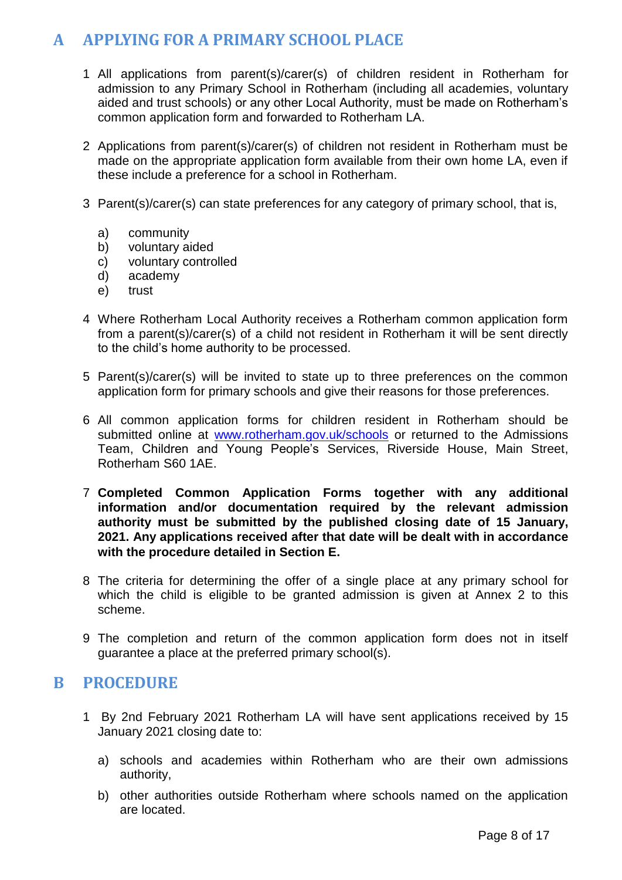## A APPLYING FOR A PRIMARY SCHOOL PLACE

1 All applications from parent(s)/carer(s) of children resident in Rotherham for admission to any Primary School in Rotherham (including all academies, voluntary aided and trust schools) or any other Local Authority, must be made on Rotherham's common application form and forwarded to Rotherham LA.

2 Applications from parent(s)/carer(s) of children not resident in Rotherham must be made on the appropriate application form available from their own home LA, even if these include a preference for a school in Rotherham.

3 Parent(s)/carer(s) can state preferences for any category of primary school, that is,

a) community
b) voluntary aided
c) voluntary controlled
d) academy
e) trust

4 Where Rotherham Local Authority receives a Rotherham common application form from a parent(s)/carer(s) of a child not resident in Rotherham it will be sent directly to the child's home authority to be processed.

5 Parent(s)/carer(s) will be invited to state up to three preferences on the common application form for primary schools and give their reasons for those preferences.

6 All common application forms for children resident in Rotherham should be submitted online at [www.rotherham.gov.uk/schools](http://www.rotherham.gov.uk/schools) or returned to the Admissions Team, Children and Young People's Services, Riverside House, Main Street, Rotherham S60 1AE.

7 **Completed Common Application Forms together with any additional information and/or documentation required by the relevant admission authority must be submitted by the published closing date of 15 January, 2021. Any applications received after that date will be dealt with in accordance with the procedure detailed in Section E.**

8 The criteria for determining the offer of a single place at any primary school for which the child is eligible to be granted admission is given at Annex 2 to this scheme.

9 The completion and return of the common application form does not in itself guarantee a place at the preferred primary school(s).

## B PROCEDURE

1 By 2nd February 2021 Rotherham LA will have sent applications received by 15 January 2021 closing date to:

a) schools and academies within Rotherham who are their own admissions authority,

b) other authorities outside Rotherham where schools named on the application are located.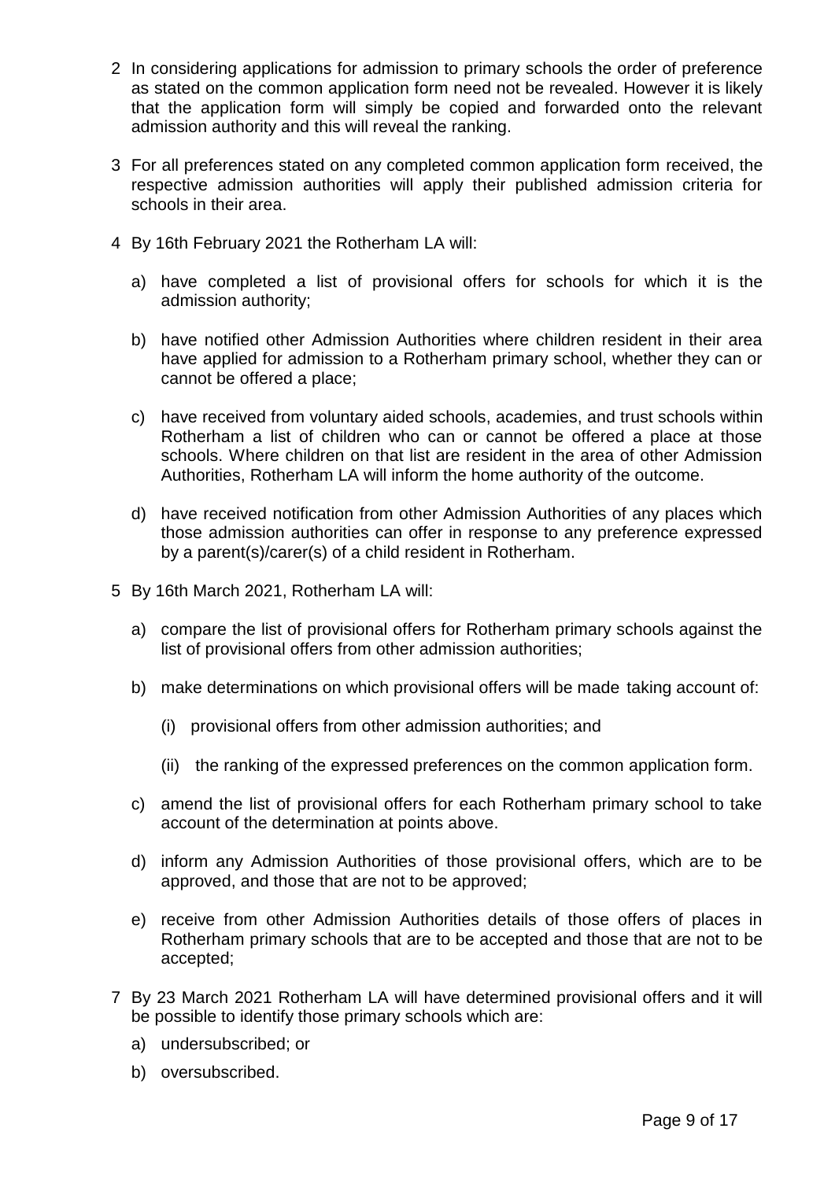2 In considering applications for admission to primary schools the order of preference as stated on the common application form need not be revealed. However it is likely that the application form will simply be copied and forwarded onto the relevant admission authority and this will reveal the ranking.

3 For all preferences stated on any completed common application form received, the respective admission authorities will apply their published admission criteria for schools in their area.

4 By 16th February 2021 the Rotherham LA will:

   a) have completed a list of provisional offers for schools for which it is the admission authority;

   b) have notified other Admission Authorities where children resident in their area have applied for admission to a Rotherham primary school, whether they can or cannot be offered a place;

   c) have received from voluntary aided schools, academies, and trust schools within Rotherham a list of children who can or cannot be offered a place at those schools. Where children on that list are resident in the area of other Admission Authorities, Rotherham LA will inform the home authority of the outcome.

   d) have received notification from other Admission Authorities of any places which those admission authorities can offer in response to any preference expressed by a parent(s)/carer(s) of a child resident in Rotherham.

5 By 16th March 2021, Rotherham LA will:

   a) compare the list of provisional offers for Rotherham primary schools against the list of provisional offers from other admission authorities;

   b) make determinations on which provisional offers will be made taking account of:

      (i) provisional offers from other admission authorities; and

      (ii) the ranking of the expressed preferences on the common application form.

   c) amend the list of provisional offers for each Rotherham primary school to take account of the determination at points above.

   d) inform any Admission Authorities of those provisional offers, which are to be approved, and those that are not to be approved;

   e) receive from other Admission Authorities details of those offers of places in Rotherham primary schools that are to be accepted and those that are not to be accepted;

7 By 23 March 2021 Rotherham LA will have determined provisional offers and it will be possible to identify those primary schools which are:

   a) undersubscribed; or

   b) oversubscribed.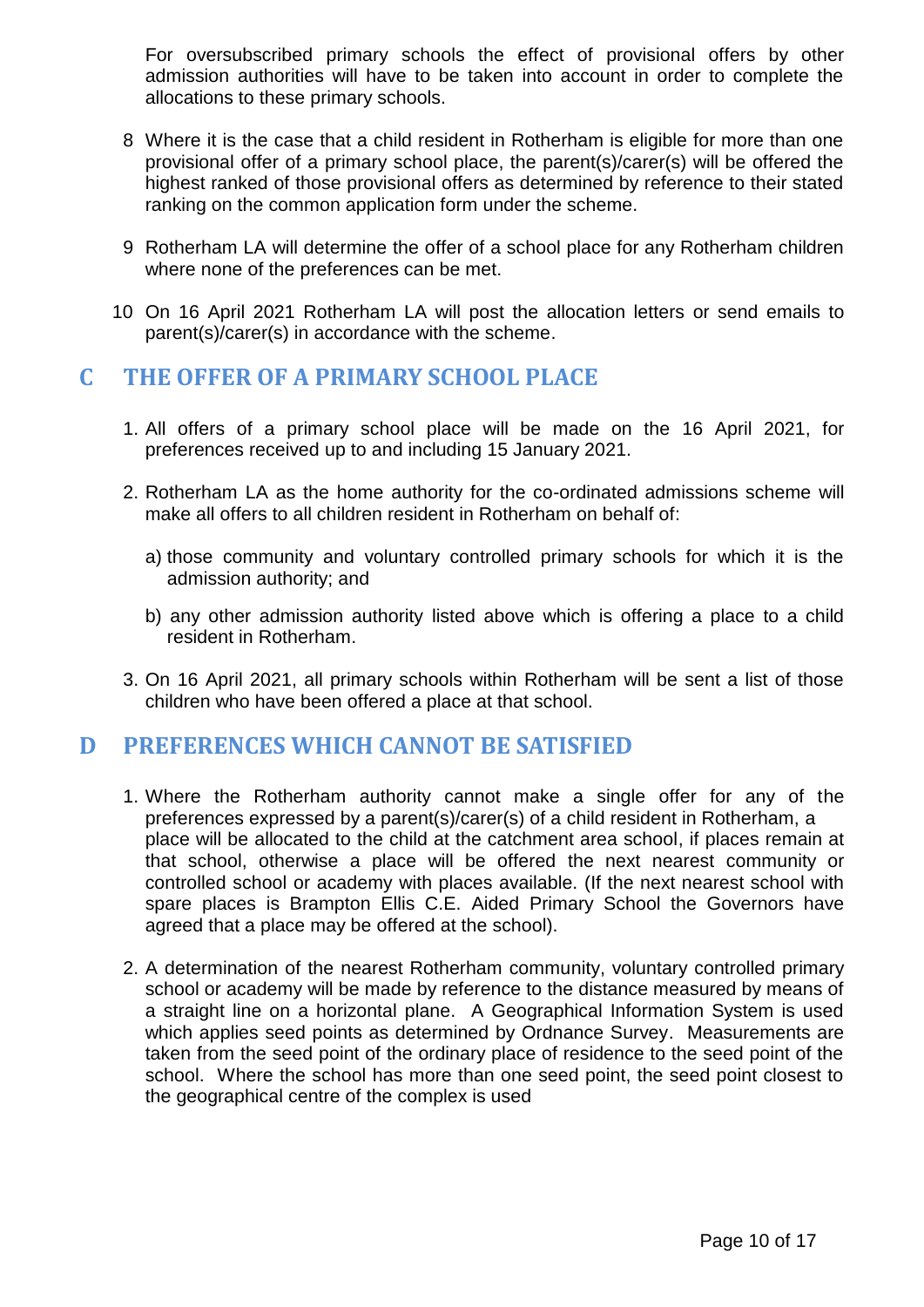For oversubscribed primary schools the effect of provisional offers by other admission authorities will have to be taken into account in order to complete the allocations to these primary schools.

8. Where it is the case that a child resident in Rotherham is eligible for more than one provisional offer of a primary school place, the parent(s)/carer(s) will be offered the highest ranked of those provisional offers as determined by reference to their stated ranking on the common application form under the scheme.

9. Rotherham LA will determine the offer of a school place for any Rotherham children where none of the preferences can be met.

10. On 16 April 2021 Rotherham LA will post the allocation letters or send emails to parent(s)/carer(s) in accordance with the scheme.

## C THE OFFER OF A PRIMARY SCHOOL PLACE

1. All offers of a primary school place will be made on the 16 April 2021, for preferences received up to and including 15 January 2021.

2. Rotherham LA as the home authority for the co-ordinated admissions scheme will make all offers to all children resident in Rotherham on behalf of:

   a) those community and voluntary controlled primary schools for which it is the admission authority; and

   b) any other admission authority listed above which is offering a place to a child resident in Rotherham.

3. On 16 April 2021, all primary schools within Rotherham will be sent a list of those children who have been offered a place at that school.

## D PREFERENCES WHICH CANNOT BE SATISFIED

1. Where the Rotherham authority cannot make a single offer for any of the preferences expressed by a parent(s)/carer(s) of a child resident in Rotherham, a place will be allocated to the child at the catchment area school, if places remain at that school, otherwise a place will be offered the next nearest community or controlled school or academy with places available. (If the next nearest school with spare places is Brampton Ellis C.E. Aided Primary School the Governors have agreed that a place may be offered at the school).

2. A determination of the nearest Rotherham community, voluntary controlled primary school or academy will be made by reference to the distance measured by means of a straight line on a horizontal plane. A Geographical Information System is used which applies seed points as determined by Ordnance Survey. Measurements are taken from the seed point of the ordinary place of residence to the seed point of the school. Where the school has more than one seed point, the seed point closest to the geographical centre of the complex is used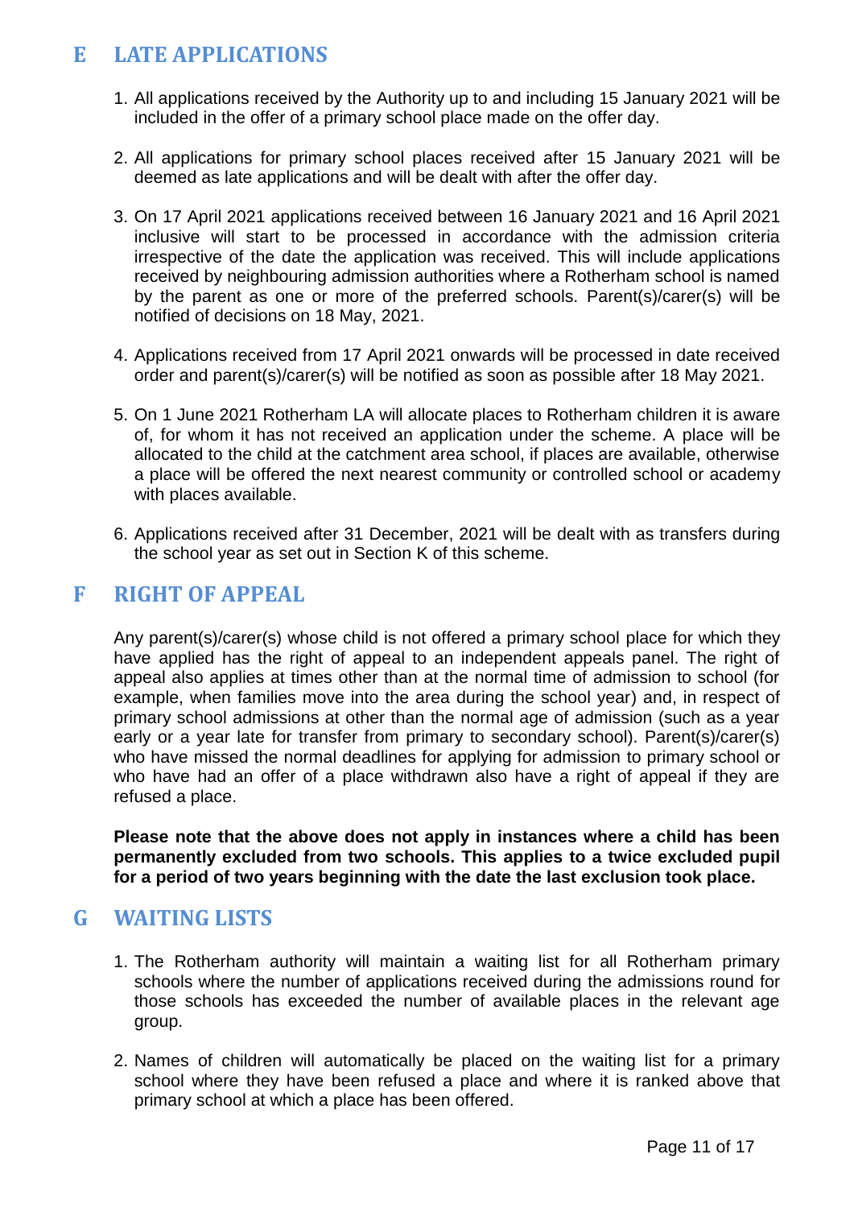## E LATE APPLICATIONS

1. All applications received by the Authority up to and including 15 January 2021 will be included in the offer of a primary school place made on the offer day.
2. All applications for primary school places received after 15 January 2021 will be deemed as late applications and will be dealt with after the offer day.
3. On 17 April 2021 applications received between 16 January 2021 and 16 April 2021 inclusive will start to be processed in accordance with the admission criteria irrespective of the date the application was received. This will include applications received by neighbouring admission authorities where a Rotherham school is named by the parent as one or more of the preferred schools. Parent(s)/carer(s) will be notified of decisions on 18 May, 2021.
4. Applications received from 17 April 2021 onwards will be processed in date received order and parent(s)/carer(s) will be notified as soon as possible after 18 May 2021.
5. On 1 June 2021 Rotherham LA will allocate places to Rotherham children it is aware of, for whom it has not received an application under the scheme. A place will be allocated to the child at the catchment area school, if places are available, otherwise a place will be offered the next nearest community or controlled school or academy with places available.
6. Applications received after 31 December, 2021 will be dealt with as transfers during the school year as set out in Section K of this scheme.

## F RIGHT OF APPEAL

Any parent(s)/carer(s) whose child is not offered a primary school place for which they have applied has the right of appeal to an independent appeals panel. The right of appeal also applies at times other than at the normal time of admission to school (for example, when families move into the area during the school year) and, in respect of primary school admissions at other than the normal age of admission (such as a year early or a year late for transfer from primary to secondary school). Parent(s)/carer(s) who have missed the normal deadlines for applying for admission to primary school or who have had an offer of a place withdrawn also have a right of appeal if they are refused a place.

**Please note that the above does not apply in instances where a child has been permanently excluded from two schools. This applies to a twice excluded pupil for a period of two years beginning with the date the last exclusion took place.**

## G WAITING LISTS

1. The Rotherham authority will maintain a waiting list for all Rotherham primary schools where the number of applications received during the admissions round for those schools has exceeded the number of available places in the relevant age group.
2. Names of children will automatically be placed on the waiting list for a primary school where they have been refused a place and where it is ranked above that primary school at which a place has been offered.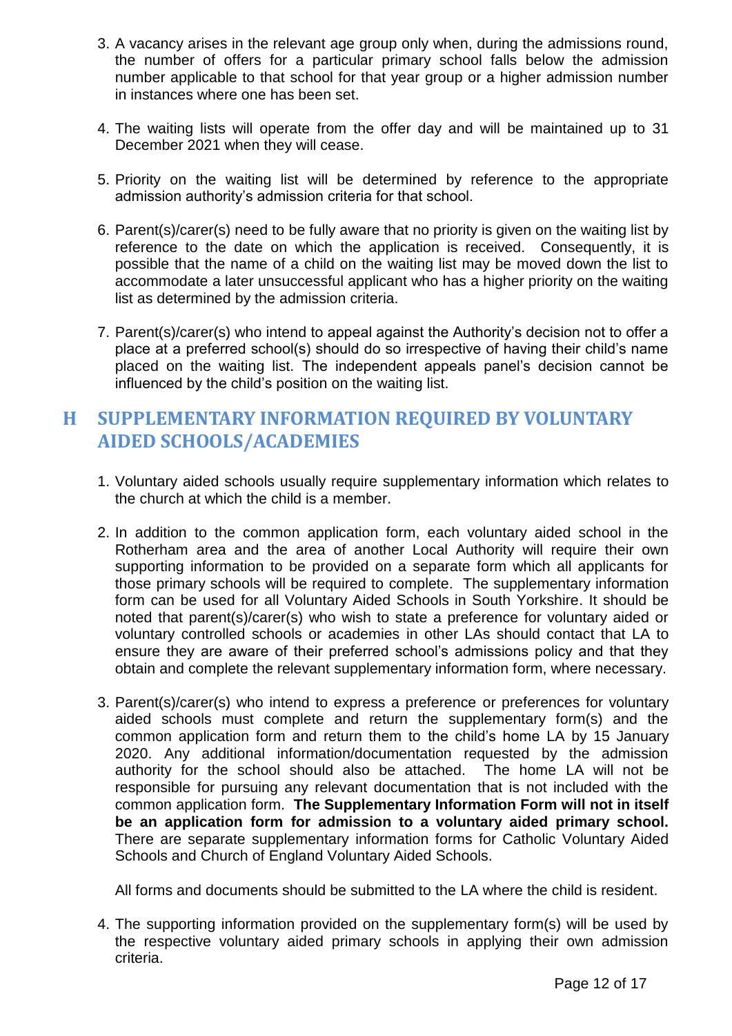3. A vacancy arises in the relevant age group only when, during the admissions round, the number of offers for a particular primary school falls below the admission number applicable to that school for that year group or a higher admission number in instances where one has been set.

4. The waiting lists will operate from the offer day and will be maintained up to 31 December 2021 when they will cease.

5. Priority on the waiting list will be determined by reference to the appropriate admission authority's admission criteria for that school.

6. Parent(s)/carer(s) need to be fully aware that no priority is given on the waiting list by reference to the date on which the application is received. Consequently, it is possible that the name of a child on the waiting list may be moved down the list to accommodate a later unsuccessful applicant who has a higher priority on the waiting list as determined by the admission criteria.

7. Parent(s)/carer(s) who intend to appeal against the Authority's decision not to offer a place at a preferred school(s) should do so irrespective of having their child's name placed on the waiting list. The independent appeals panel's decision cannot be influenced by the child's position on the waiting list.

## H SUPPLEMENTARY INFORMATION REQUIRED BY VOLUNTARY AIDED SCHOOLS/ACADEMIES

1. Voluntary aided schools usually require supplementary information which relates to the church at which the child is a member.

2. In addition to the common application form, each voluntary aided school in the Rotherham area and the area of another Local Authority will require their own supporting information to be provided on a separate form which all applicants for those primary schools will be required to complete. The supplementary information form can be used for all Voluntary Aided Schools in South Yorkshire. It should be noted that parent(s)/carer(s) who wish to state a preference for voluntary aided or voluntary controlled schools or academies in other LAs should contact that LA to ensure they are aware of their preferred school's admissions policy and that they obtain and complete the relevant supplementary information form, where necessary.

3. Parent(s)/carer(s) who intend to express a preference or preferences for voluntary aided schools must complete and return the supplementary form(s) and the common application form and return them to the child's home LA by 15 January 2020. Any additional information/documentation requested by the admission authority for the school should also be attached. The home LA will not be responsible for pursuing any relevant documentation that is not included with the common application form. **The Supplementary Information Form will not in itself be an application form for admission to a voluntary aided primary school.** There are separate supplementary information forms for Catholic Voluntary Aided Schools and Church of England Voluntary Aided Schools.

   All forms and documents should be submitted to the LA where the child is resident.

4. The supporting information provided on the supplementary form(s) will be used by the respective voluntary aided primary schools in applying their own admission criteria.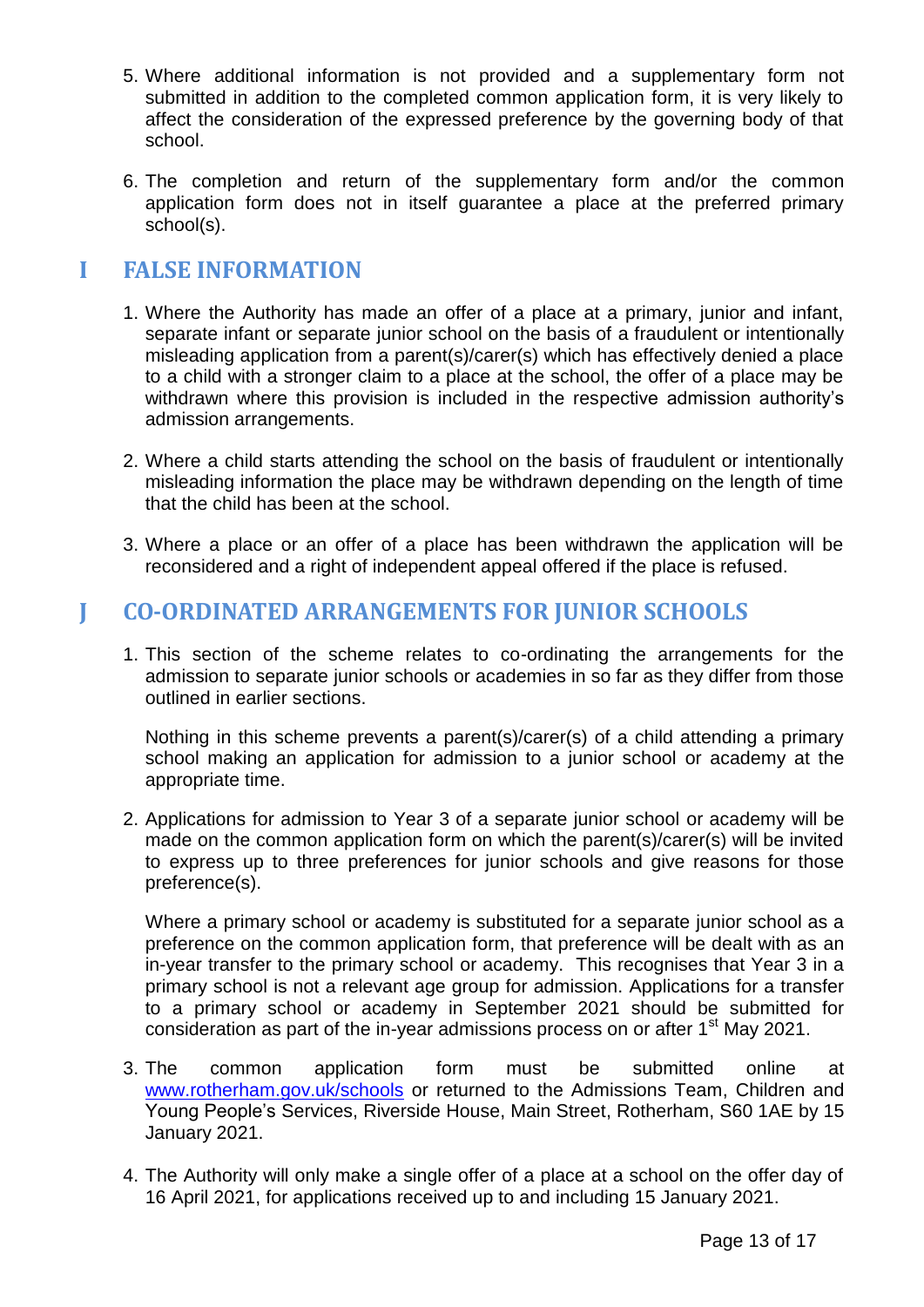5. Where additional information is not provided and a supplementary form not submitted in addition to the completed common application form, it is very likely to affect the consideration of the expressed preference by the governing body of that school.

6. The completion and return of the supplementary form and/or the common application form does not in itself guarantee a place at the preferred primary school(s).

## I FALSE INFORMATION

1. Where the Authority has made an offer of a place at a primary, junior and infant, separate infant or separate junior school on the basis of a fraudulent or intentionally misleading application from a parent(s)/carer(s) which has effectively denied a place to a child with a stronger claim to a place at the school, the offer of a place may be withdrawn where this provision is included in the respective admission authority's admission arrangements.

2. Where a child starts attending the school on the basis of fraudulent or intentionally misleading information the place may be withdrawn depending on the length of time that the child has been at the school.

3. Where a place or an offer of a place has been withdrawn the application will be reconsidered and a right of independent appeal offered if the place is refused.

## J CO-ORDINATED ARRANGEMENTS FOR JUNIOR SCHOOLS

1. This section of the scheme relates to co-ordinating the arrangements for the admission to separate junior schools or academies in so far as they differ from those outlined in earlier sections.

   Nothing in this scheme prevents a parent(s)/carer(s) of a child attending a primary school making an application for admission to a junior school or academy at the appropriate time.

2. Applications for admission to Year 3 of a separate junior school or academy will be made on the common application form on which the parent(s)/carer(s) will be invited to express up to three preferences for junior schools and give reasons for those preference(s).

   Where a primary school or academy is substituted for a separate junior school as a preference on the common application form, that preference will be dealt with as an in-year transfer to the primary school or academy. This recognises that Year 3 in a primary school is not a relevant age group for admission. Applications for a transfer to a primary school or academy in September 2021 should be submitted for consideration as part of the in-year admissions process on or after 1st May 2021.

3. The common application form must be submitted online at www.rotherham.gov.uk/schools or returned to the Admissions Team, Children and Young People's Services, Riverside House, Main Street, Rotherham, S60 1AE by 15 January 2021.

4. The Authority will only make a single offer of a place at a school on the offer day of 16 April 2021, for applications received up to and including 15 January 2021.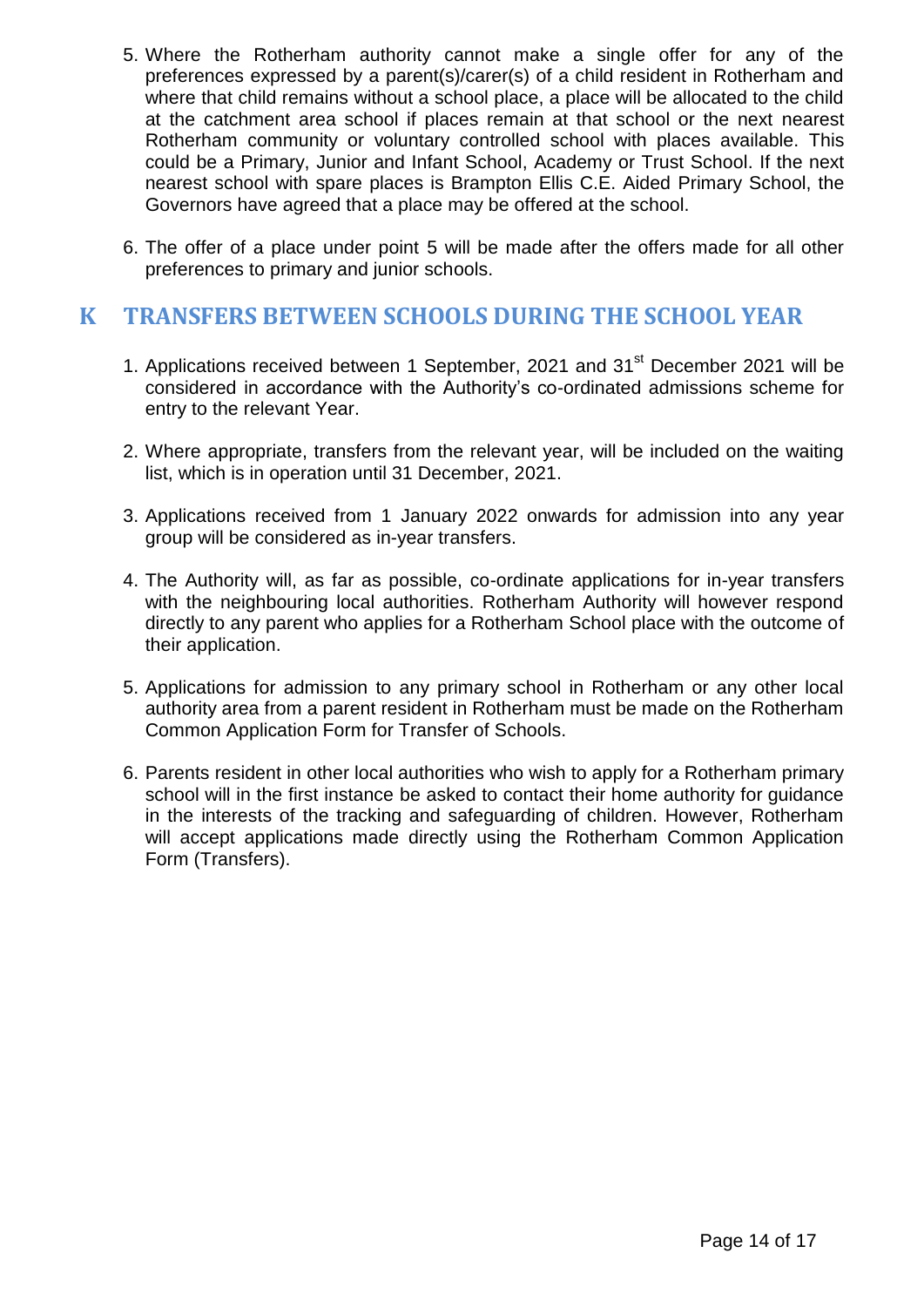5. Where the Rotherham authority cannot make a single offer for any of the preferences expressed by a parent(s)/carer(s) of a child resident in Rotherham and where that child remains without a school place, a place will be allocated to the child at the catchment area school if places remain at that school or the next nearest Rotherham community or voluntary controlled school with places available. This could be a Primary, Junior and Infant School, Academy or Trust School. If the next nearest school with spare places is Brampton Ellis C.E. Aided Primary School, the Governors have agreed that a place may be offered at the school.

6. The offer of a place under point 5 will be made after the offers made for all other preferences to primary and junior schools.

## K TRANSFERS BETWEEN SCHOOLS DURING THE SCHOOL YEAR

1. Applications received between 1 September, 2021 and 31st December 2021 will be considered in accordance with the Authority's co-ordinated admissions scheme for entry to the relevant Year.

2. Where appropriate, transfers from the relevant year, will be included on the waiting list, which is in operation until 31 December, 2021.

3. Applications received from 1 January 2022 onwards for admission into any year group will be considered as in-year transfers.

4. The Authority will, as far as possible, co-ordinate applications for in-year transfers with the neighbouring local authorities. Rotherham Authority will however respond directly to any parent who applies for a Rotherham School place with the outcome of their application.

5. Applications for admission to any primary school in Rotherham or any other local authority area from a parent resident in Rotherham must be made on the Rotherham Common Application Form for Transfer of Schools.

6. Parents resident in other local authorities who wish to apply for a Rotherham primary school will in the first instance be asked to contact their home authority for guidance in the interests of the tracking and safeguarding of children. However, Rotherham will accept applications made directly using the Rotherham Common Application Form (Transfers).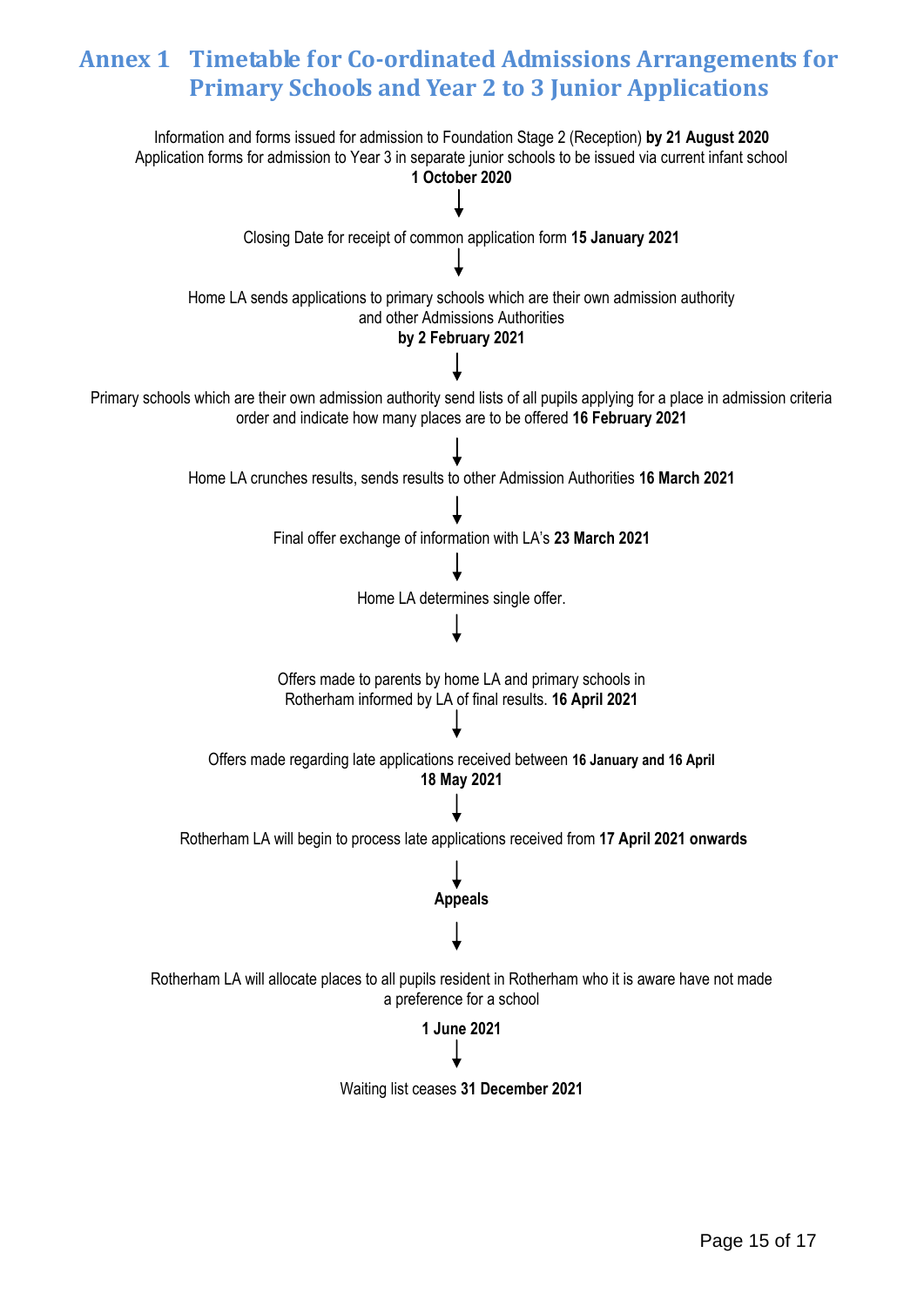# Annex 1 Timetable for Co-ordinated Admissions Arrangements for Primary Schools and Year 2 to 3 Junior Applications

Information and forms issued for admission to Foundation Stage 2 (Reception) **by 21 August 2020**
Application forms for admission to Year 3 in separate junior schools to be issued via current infant school
**1 October 2020**

↓

Closing Date for receipt of common application form **15 January 2021**

↓

Home LA sends applications to primary schools which are their own admission authority and other Admissions Authorities
**by 2 February 2021**

↓

Primary schools which are their own admission authority send lists of all pupils applying for a place in admission criteria order and indicate how many places are to be offered **16 February 2021**

↓

Home LA crunches results, sends results to other Admission Authorities **16 March 2021**

↓

Final offer exchange of information with LA's **23 March 2021**

↓

Home LA determines single offer.

↓

Offers made to parents by home LA and primary schools in Rotherham informed by LA of final results. **16 April 2021**

↓

Offers made regarding late applications received between **16 January and 16 April**
**18 May 2021**

↓

Rotherham LA will begin to process late applications received from **17 April 2021 onwards**

↓

**Appeals**

↓

Rotherham LA will allocate places to all pupils resident in Rotherham who it is aware have not made a preference for a school

**1 June 2021**

↓

Waiting list ceases **31 December 2021**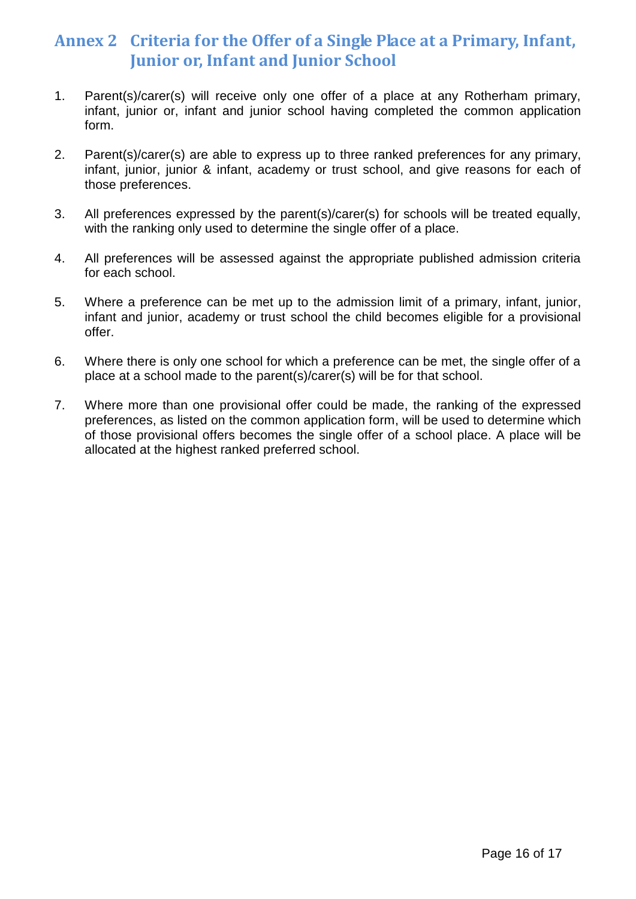## Annex 2 Criteria for the Offer of a Single Place at a Primary, Infant, Junior or, Infant and Junior School

1. Parent(s)/carer(s) will receive only one offer of a place at any Rotherham primary, infant, junior or, infant and junior school having completed the common application form.

2. Parent(s)/carer(s) are able to express up to three ranked preferences for any primary, infant, junior, junior & infant, academy or trust school, and give reasons for each of those preferences.

3. All preferences expressed by the parent(s)/carer(s) for schools will be treated equally, with the ranking only used to determine the single offer of a place.

4. All preferences will be assessed against the appropriate published admission criteria for each school.

5. Where a preference can be met up to the admission limit of a primary, infant, junior, infant and junior, academy or trust school the child becomes eligible for a provisional offer.

6. Where there is only one school for which a preference can be met, the single offer of a place at a school made to the parent(s)/carer(s) will be for that school.

7. Where more than one provisional offer could be made, the ranking of the expressed preferences, as listed on the common application form, will be used to determine which of those provisional offers becomes the single offer of a school place. A place will be allocated at the highest ranked preferred school.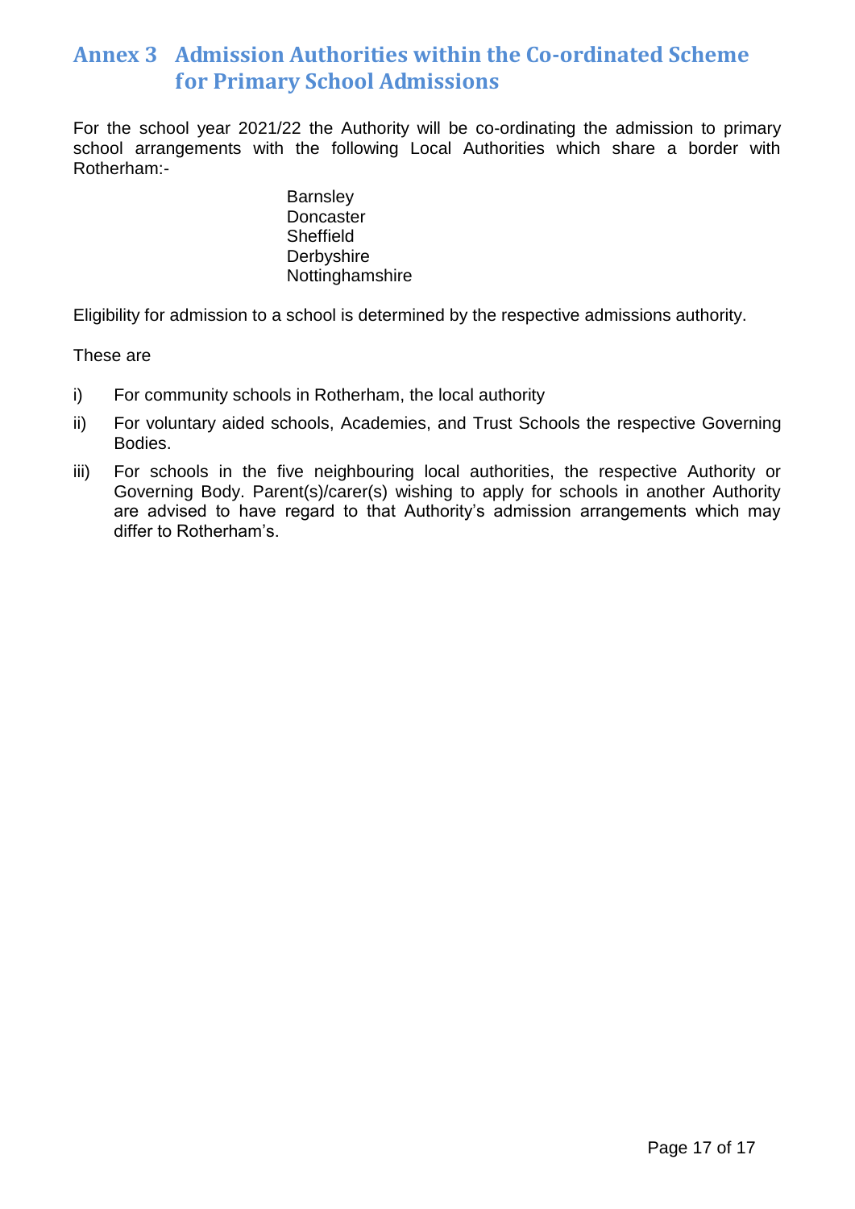# Annex 3 Admission Authorities within the Co-ordinated Scheme for Primary School Admissions

For the school year 2021/22 the Authority will be co-ordinating the admission to primary school arrangements with the following Local Authorities which share a border with Rotherham:-

Barnsley
Doncaster
Sheffield
Derbyshire
Nottinghamshire

Eligibility for admission to a school is determined by the respective admissions authority.

These are

i) For community schools in Rotherham, the local authority

ii) For voluntary aided schools, Academies, and Trust Schools the respective Governing Bodies.

iii) For schools in the five neighbouring local authorities, the respective Authority or Governing Body. Parent(s)/carer(s) wishing to apply for schools in another Authority are advised to have regard to that Authority's admission arrangements which may differ to Rotherham's.